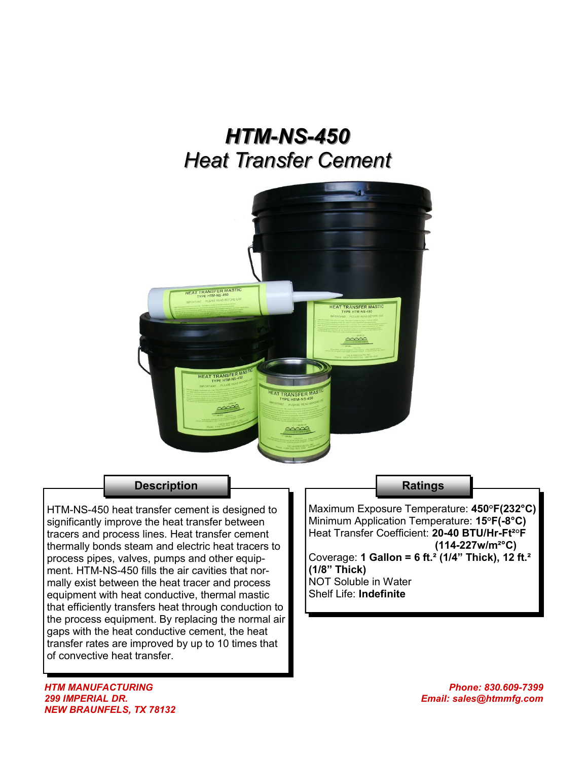# *HTM-NS-450*

## *Heat Transfer Cement*

### Description

HTM-NS-450 heat transfer cement is designed to significantly improve the heat transfer between tracers and process lines. Heat transfer cement thermally bonds steam and electric heat tracers to process pipes, valves, pumps and other equipment. HTM-NS-450 fills the air cavities that normally exist between the heat tracer and process equipment with heat conductive, thermal mastic that efficiently transfers heat through conduction to the process equipment. By replacing the normal air gaps with the heat conductive cement, the heat transfer rates are improved by up to 10 times that of convective heat transfer.

### Ratings

Maximum Exposure Temperature: **450°F(232°C)**
Minimum Application Temperature: **15°F(-8°C)**
Heat Transfer Coefficient: **20-40 BTU/Hr-Ft²°F (114-227w/m²°C)**
Coverage: **1 Gallon = 6 ft.² (1/4" Thick), 12 ft.² (1/8" Thick)**
NOT Soluble in Water
Shelf Life: **Indefinite**

*HTM MANUFACTURING*
*299 IMPERIAL DR.*
*NEW BRAUNFELS, TX 78132*

*Phone: 830.609-7399*
*Email: sales@htmmfg.com*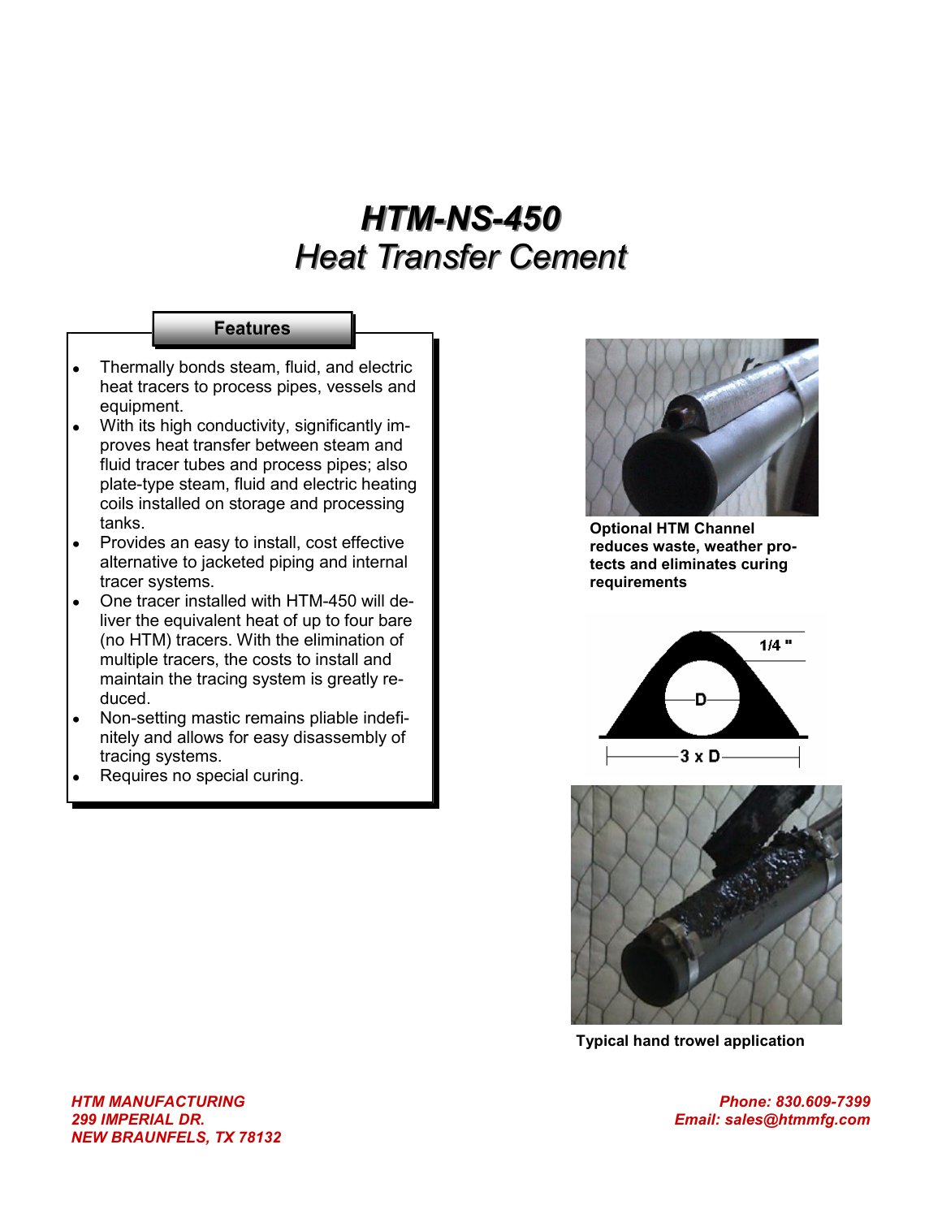# HTM-NS-450

## Heat Transfer Cement

### Features

- Thermally bonds steam, fluid, and electric heat tracers to process pipes, vessels and equipment.
- With its high conductivity, significantly improves heat transfer between steam and fluid tracer tubes and process pipes; also plate-type steam, fluid and electric heating coils installed on storage and processing tanks.
- Provides an easy to install, cost effective alternative to jacketed piping and internal tracer systems.
- One tracer installed with HTM-450 will deliver the equivalent heat of up to four bare (no HTM) tracers. With the elimination of multiple tracers, the costs to install and maintain the tracing system is greatly reduced.
- Non-setting mastic remains pliable indefinitely and allows for easy disassembly of tracing systems.
- Requires no special curing.

**Optional HTM Channel reduces waste, weather protects and eliminates curing requirements**

1/4 "

D

3 x D

**Typical hand trowel application**

*HTM MANUFACTURING*
*299 IMPERIAL DR.*
*NEW BRAUNFELS, TX 78132*

*Phone: 830.609-7399*
*Email: sales@htmmfg.com*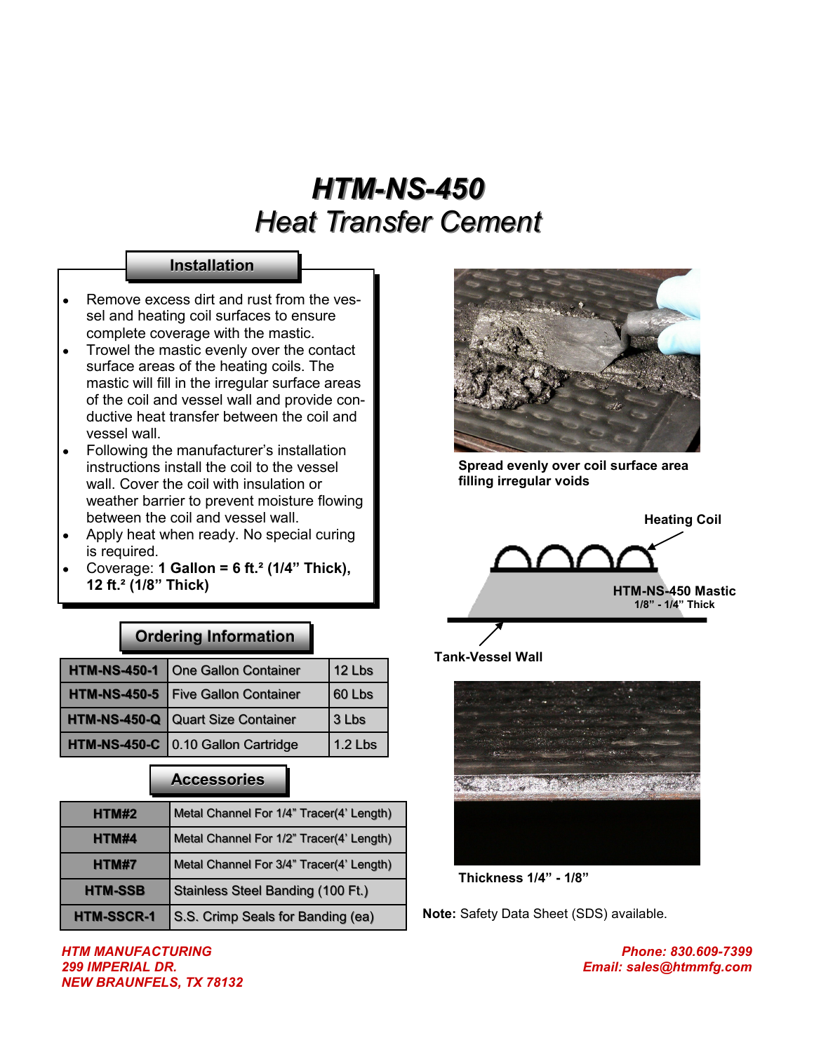# HTM-NS-450
## Heat Transfer Cement

### Installation

- Remove excess dirt and rust from the vessel and heating coil surfaces to ensure complete coverage with the mastic.
- Trowel the mastic evenly over the contact surface areas of the heating coils. The mastic will fill in the irregular surface areas of the coil and vessel wall and provide conductive heat transfer between the coil and vessel wall.
- Following the manufacturer's installation instructions install the coil to the vessel wall. Cover the coil with insulation or weather barrier to prevent moisture flowing between the coil and vessel wall.
- Apply heat when ready. No special curing is required.
- Coverage: **1 Gallon = 6 ft.² (1/4" Thick), 12 ft.² (1/8" Thick)**

### Ordering Information

| | | |
|---|---|---|
| **HTM-NS-450-1** | One Gallon Container | 12 Lbs |
| **HTM-NS-450-5** | Five Gallon Container | 60 Lbs |
| **HTM-NS-450-Q** | Quart Size Container | 3 Lbs |
| **HTM-NS-450-C** | 0.10 Gallon Cartridge | 1.2 Lbs |

### Accessories

| | |
|---|---|
| **HTM#2** | Metal Channel For 1/4" Tracer(4' Length) |
| **HTM#4** | Metal Channel For 1/2" Tracer(4' Length) |
| **HTM#7** | Metal Channel For 3/4" Tracer(4' Length) |
| **HTM-SSB** | Stainless Steel Banding (100 Ft.) |
| **HTM-SSCR-1** | S.S. Crimp Seals for Banding (ea) |

**Spread evenly over coil surface area filling irregular voids**

Heating Coil

HTM-NS-450 Mastic
1/8" - 1/4" Thick

Tank-Vessel Wall

**Thickness 1/4" - 1/8"**

**Note:** Safety Data Sheet (SDS) available.

*HTM MANUFACTURING*
*299 IMPERIAL DR.*
*NEW BRAUNFELS, TX 78132*

*Phone: 830.609-7399*
*Email: sales@htmmfg.com*